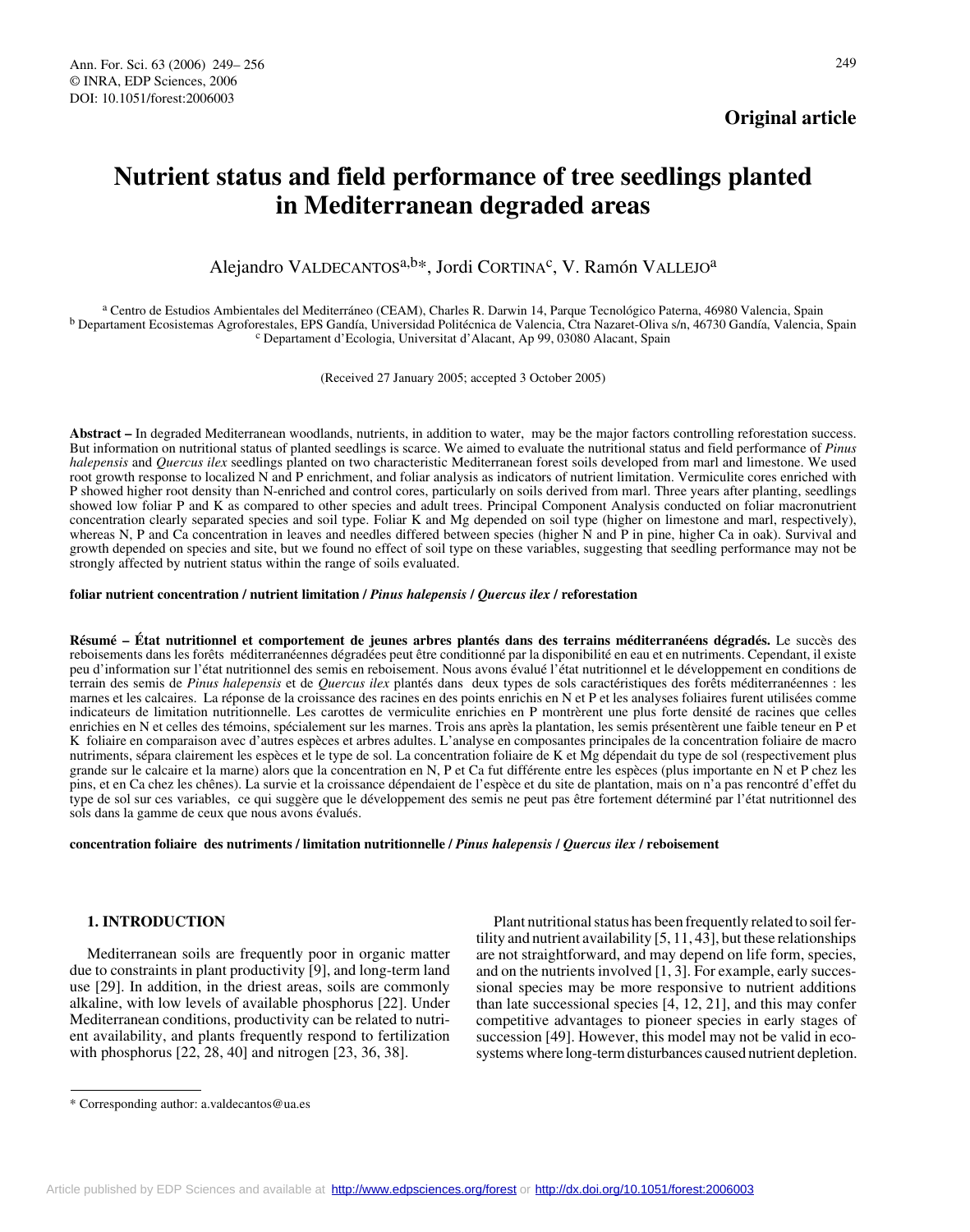**Original article**

# Nutrient status and field performance of tree seedlings planted in Mediterranean degraded areas

Alejandro VALDECANTOS[a,b]*, Jordi CORTINA[c], V. Ramón VALLEJO[a]

[a] Centro de Estudios Ambientales del Mediterráneo (CEAM), Charles R. Darwin 14, Parque Tecnológico Paterna, 46980 Valencia, Spain
[b] Departament Ecosistemas Agroforestales, EPS Gandía, Universidad Politécnica de Valencia, Ctra Nazaret-Oliva s/n, 46730 Gandía, Valencia, Spain
[c] Departament d'Ecologia, Universitat d'Alacant, Ap 99, 03080 Alacant, Spain

(Received 27 January 2005; accepted 3 October 2005)

**Abstract –** In degraded Mediterranean woodlands, nutrients, in addition to water, may be the major factors controlling reforestation success. But information on nutritional status of planted seedlings is scarce. We aimed to evaluate the nutritional status and field performance of *Pinus halepensis* and *Quercus ilex* seedlings planted on two characteristic Mediterranean forest soils developed from marl and limestone. We used root growth response to localized N and P enrichment, and foliar analysis as indicators of nutrient limitation. Vermiculite cores enriched with P showed higher root density than N-enriched and control cores, particularly on soils derived from marl. Three years after planting, seedlings showed low foliar P and K as compared to other species and adult trees. Principal Component Analysis conducted on foliar macronutrient concentration clearly separated species and soil type. Foliar K and Mg depended on soil type (higher on limestone and marl, respectively), whereas N, P and Ca concentration in leaves and needles differed between species (higher N and P in pine, higher Ca in oak). Survival and growth depended on species and site, but we found no effect of soil type on these variables, suggesting that seedling performance may not be strongly affected by nutrient status within the range of soils evaluated.

**foliar nutrient concentration / nutrient limitation /** ***Pinus halepensis*** **/** ***Quercus ilex*** **/ reforestation**

**Résumé – État nutritionnel et comportement de jeunes arbres plantés dans des terrains méditerranéens dégradés.** Le succès des reboisements dans les forêts méditerranéennes dégradées peut être conditionné par la disponibilité en eau et en nutriments. Cependant, il existe peu d'information sur l'état nutritionnel des semis en reboisement. Nous avons évalué l'état nutritionnel et le développement en conditions de terrain des semis de *Pinus halepensis* et de *Quercus ilex* plantés dans deux types de sols caractéristiques des forêts méditerranéennes : les marnes et les calcaires. La réponse de la croissance des racines en des points enrichis en N et P et les analyses foliaires furent utilisées comme indicateurs de limitation nutritionnelle. Les carottes de vermiculite enrichies en P montrèrent une plus forte densité de racines que celles enrichies en N et celles des témoins, spécialement sur les marnes. Trois ans après la plantation, les semis présentèrent une faible teneur en P et K foliaire en comparaison avec d'autres espèces et arbres adultes. L'analyse en composantes principales de la concentration foliaire de macro nutriments, sépara clairement les espèces et le type de sol. La concentration foliaire de K et Mg dépendait du type de sol (respectivement plus grande sur le calcaire et la marne) alors que la concentration en N, P et Ca fut différente entre les espèces (plus importante en N et P chez les pins, et en Ca chez les chênes). La survie et la croissance dépendaient de l'espèce et du site de plantation, mais on n'a pas rencontré d'effet du type de sol sur ces variables, ce qui suggère que le développement des semis ne peut pas être fortement déterminé par l'état nutritionnel des sols dans la gamme de ceux que nous avons évalués.

**concentration foliaire des nutriments / limitation nutritionnelle /** ***Pinus halepensis*** **/** ***Quercus ilex*** **/ reboisement**

## 1. INTRODUCTION

Mediterranean soils are frequently poor in organic matter due to constraints in plant productivity [9], and long-term land use [29]. In addition, in the driest areas, soils are commonly alkaline, with low levels of available phosphorus [22]. Under Mediterranean conditions, productivity can be related to nutrient availability, and plants frequently respond to fertilization with phosphorus [22, 28, 40] and nitrogen [23, 36, 38].

Plant nutritional status has been frequently related to soil fertility and nutrient availability [5, 11, 43], but these relationships are not straightforward, and may depend on life form, species, and on the nutrients involved [1, 3]. For example, early successional species may be more responsive to nutrient additions than late successional species [4, 12, 21], and this may confer competitive advantages to pioneer species in early stages of succession [49]. However, this model may not be valid in ecosystems where long-term disturbances caused nutrient depletion.

\* Corresponding author: a.valdecantos@ua.es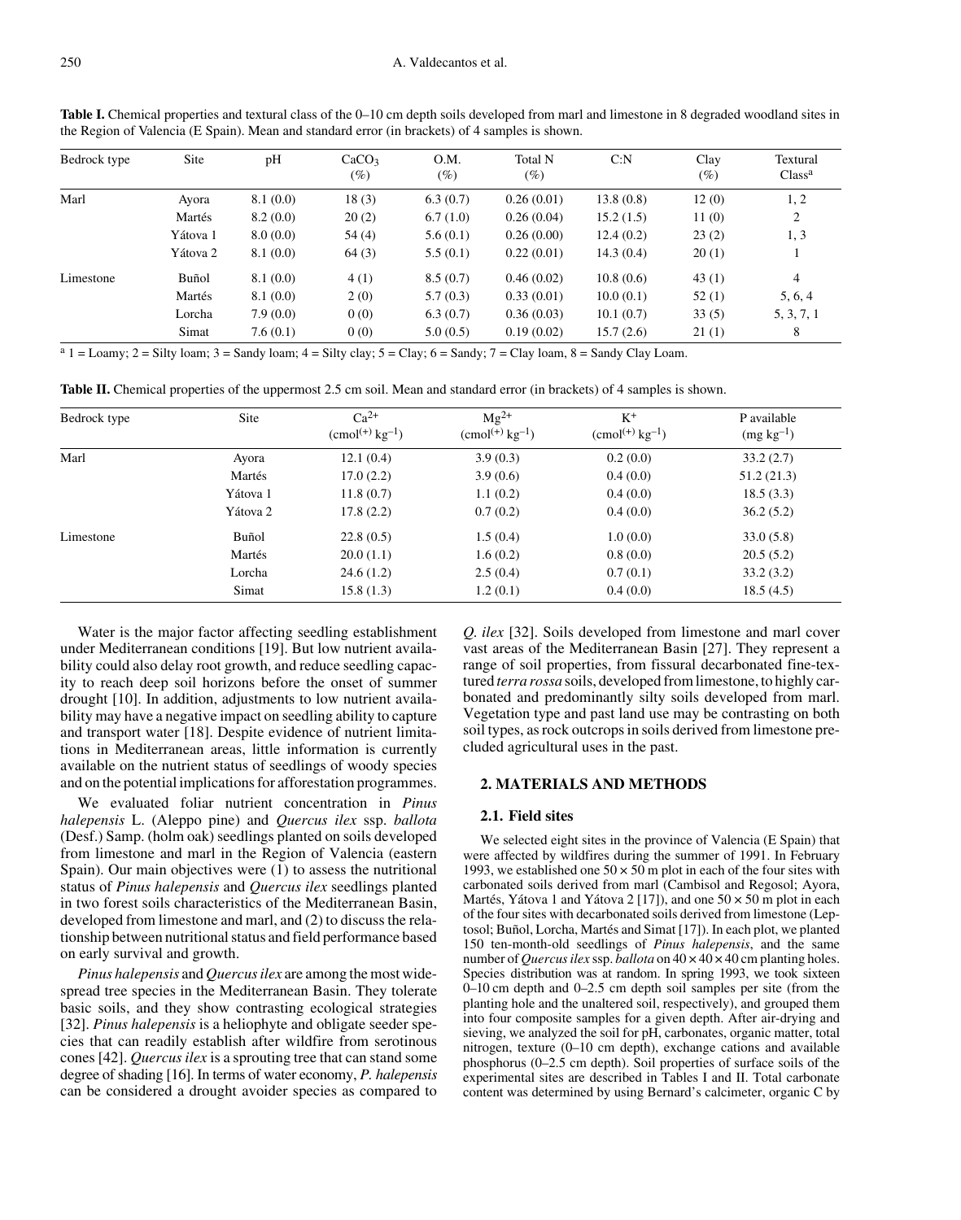**Table I.** Chemical properties and textural class of the 0–10 cm depth soils developed from marl and limestone in 8 degraded woodland sites in the Region of Valencia (E Spain). Mean and standard error (in brackets) of 4 samples is shown.

| Bedrock type | Site | pH | $CaCO_3$ (%) | O.M. (%) | Total N (%) | C:N | Clay (%) | Textural Class[a] |
|---|---|---|---|---|---|---|---|---|
| Marl | Ayora | 8.1 (0.0) | 18 (3) | 6.3 (0.7) | 0.26 (0.01) | 13.8 (0.8) | 12 (0) | 1, 2 |
| | Martés | 8.2 (0.0) | 20 (2) | 6.7 (1.0) | 0.26 (0.04) | 15.2 (1.5) | 11 (0) | 2 |
| | Yátova 1 | 8.0 (0.0) | 54 (4) | 5.6 (0.1) | 0.26 (0.00) | 12.4 (0.2) | 23 (2) | 1, 3 |
| | Yátova 2 | 8.1 (0.0) | 64 (3) | 5.5 (0.1) | 0.22 (0.01) | 14.3 (0.4) | 20 (1) | 1 |
| Limestone | Buñol | 8.1 (0.0) | 4 (1) | 8.5 (0.7) | 0.46 (0.02) | 10.8 (0.6) | 43 (1) | 4 |
| | Martés | 8.1 (0.0) | 2 (0) | 5.7 (0.3) | 0.33 (0.01) | 10.0 (0.1) | 52 (1) | 5, 6, 4 |
| | Lorcha | 7.9 (0.0) | 0 (0) | 6.3 (0.7) | 0.36 (0.03) | 10.1 (0.7) | 33 (5) | 5, 3, 7, 1 |
| | Simat | 7.6 (0.1) | 0 (0) | 5.0 (0.5) | 0.19 (0.02) | 15.7 (2.6) | 21 (1) | 8 |

[a] 1 = Loamy; 2 = Silty loam; 3 = Sandy loam; 4 = Silty clay; 5 = Clay; 6 = Sandy; 7 = Clay loam, 8 = Sandy Clay Loam.

**Table II.** Chemical properties of the uppermost 2.5 cm soil. Mean and standard error (in brackets) of 4 samples is shown.

| Bedrock type | Site | $Ca^{2+}$ ($cmol^{(+)}\,kg^{-1}$) | $Mg^{2+}$ ($cmol^{(+)}\,kg^{-1}$) | $K^{+}$ ($cmol^{(+)}\,kg^{-1}$) | P available ($mg\,kg^{-1}$) |
|---|---|---|---|---|---|
| Marl | Ayora | 12.1 (0.4) | 3.9 (0.3) | 0.2 (0.0) | 33.2 (2.7) |
| | Martés | 17.0 (2.2) | 3.9 (0.6) | 0.4 (0.0) | 51.2 (21.3) |
| | Yátova 1 | 11.8 (0.7) | 1.1 (0.2) | 0.4 (0.0) | 18.5 (3.3) |
| | Yátova 2 | 17.8 (2.2) | 0.7 (0.2) | 0.4 (0.0) | 36.2 (5.2) |
| Limestone | Buñol | 22.8 (0.5) | 1.5 (0.4) | 1.0 (0.0) | 33.0 (5.8) |
| | Martés | 20.0 (1.1) | 1.6 (0.2) | 0.8 (0.0) | 20.5 (5.2) |
| | Lorcha | 24.6 (1.2) | 2.5 (0.4) | 0.7 (0.1) | 33.2 (3.2) |
| | Simat | 15.8 (1.3) | 1.2 (0.1) | 0.4 (0.0) | 18.5 (4.5) |

Water is the major factor affecting seedling establishment under Mediterranean conditions [19]. But low nutrient availability could also delay root growth, and reduce seedling capacity to reach deep soil horizons before the onset of summer drought [10]. In addition, adjustments to low nutrient availability may have a negative impact on seedling ability to capture and transport water [18]. Despite evidence of nutrient limitations in Mediterranean areas, little information is currently available on the nutrient status of seedlings of woody species and on the potential implications for afforestation programmes.

We evaluated foliar nutrient concentration in *Pinus halepensis* L. (Aleppo pine) and *Quercus ilex* ssp. *ballota* (Desf.) Samp. (holm oak) seedlings planted on soils developed from limestone and marl in the Region of Valencia (eastern Spain). Our main objectives were (1) to assess the nutritional status of *Pinus halepensis* and *Quercus ilex* seedlings planted in two forest soils characteristics of the Mediterranean Basin, developed from limestone and marl, and (2) to discuss the relationship between nutritional status and field performance based on early survival and growth.

*Pinus halepensis* and *Quercus ilex* are among the most widespread tree species in the Mediterranean Basin. They tolerate basic soils, and they show contrasting ecological strategies [32]. *Pinus halepensis* is a heliophyte and obligate seeder species that can readily establish after wildfire from serotinous cones [42]. *Quercus ilex* is a sprouting tree that can stand some degree of shading [16]. In terms of water economy, *P. halepensis* can be considered a drought avoider species as compared to *Q. ilex* [32]. Soils developed from limestone and marl cover vast areas of the Mediterranean Basin [27]. They represent a range of soil properties, from fissural decarbonated fine-textured *terra rossa* soils, developed from limestone, to highly carbonated and predominantly silty soils developed from marl. Vegetation type and past land use may be contrasting on both soil types, as rock outcrops in soils derived from limestone precluded agricultural uses in the past.

## 2. MATERIALS AND METHODS

### 2.1. Field sites

We selected eight sites in the province of Valencia (E Spain) that were affected by wildfires during the summer of 1991. In February 1993, we established one 50 × 50 m plot in each of the four sites with carbonated soils derived from marl (Cambisol and Regosol; Ayora, Martés, Yátova 1 and Yátova 2 [17]), and one 50 × 50 m plot in each of the four sites with decarbonated soils derived from limestone (Leptosol; Buñol, Lorcha, Martés and Simat [17]). In each plot, we planted 150 ten-month-old seedlings of *Pinus halepensis*, and the same number of *Quercus ilex* ssp. *ballota* on 40 × 40 × 40 cm planting holes. Species distribution was at random. In spring 1993, we took sixteen 0–10 cm depth and 0–2.5 cm depth soil samples per site (from the planting hole and the unaltered soil, respectively), and grouped them into four composite samples for a given depth. After air-drying and sieving, we analyzed the soil for pH, carbonates, organic matter, total nitrogen, texture (0–10 cm depth), exchange cations and available phosphorus (0–2.5 cm depth). Soil properties of surface soils of the experimental sites are described in Tables I and II. Total carbonate content was determined by using Bernard's calcimeter, organic C by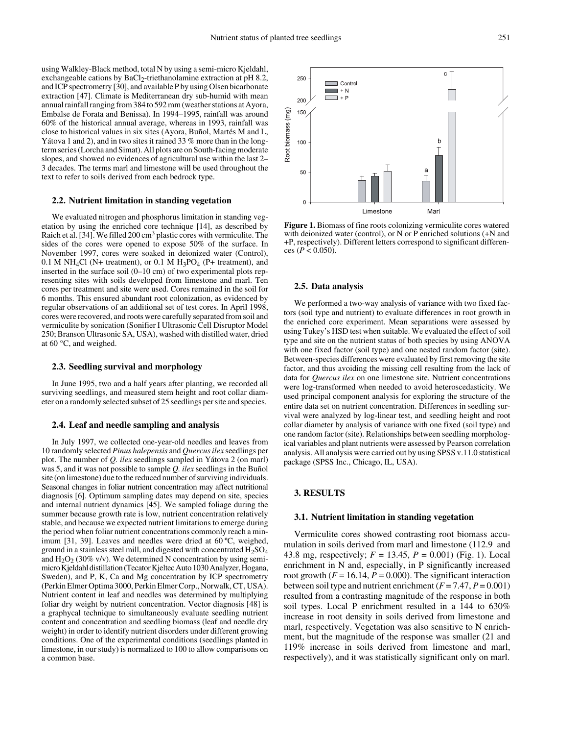using Walkley-Black method, total N by using a semi-micro Kjeldahl, exchangeable cations by $BaCl_2$-triethanolamine extraction at pH 8.2, and ICP spectrometry [30], and available P by using Olsen bicarbonate extraction [47]. Climate is Mediterranean dry sub-humid with mean annual rainfall ranging from 384 to 592 mm (weather stations at Ayora, Embalse de Forata and Benissa). In 1994–1995, rainfall was around 60% of the historical annual average, whereas in 1993, rainfall was close to historical values in six sites (Ayora, Buñol, Martés M and L, Yátova 1 and 2), and in two sites it rained 33 % more than in the long-term series (Lorcha and Simat). All plots are on South-facing moderate slopes, and showed no evidences of agricultural use within the last 2–3 decades. The terms marl and limestone will be used throughout the text to refer to soils derived from each bedrock type.

### 2.2. Nutrient limitation in standing vegetation

We evaluated nitrogen and phosphorus limitation in standing vegetation by using the enriched core technique [14], as described by Raich et al. [34]. We filled 200 $cm^3$ plastic cores with vermiculite. The sides of the cores were opened to expose 50% of the surface. In November 1997, cores were soaked in deionized water (Control), 0.1 M $NH_4Cl$ (N+ treatment), or 0.1 M $H_3PO_4$ (P+ treatment), and inserted in the surface soil (0–10 cm) of two experimental plots representing sites with soils developed from limestone and marl. Ten cores per treatment and site were used. Cores remained in the soil for 6 months. This ensured abundant root colonization, as evidenced by regular observations of an additional set of test cores. In April 1998, cores were recovered, and roots were carefully separated from soil and vermiculite by sonication (Sonifier I Ultrasonic Cell Disruptor Model 250; Branson Ultrasonic SA, USA), washed with distilled water, dried at 60 °C, and weighed.

### 2.3. Seedling survival and morphology

In June 1995, two and a half years after planting, we recorded all surviving seedlings, and measured stem height and root collar diameter on a randomly selected subset of 25 seedlings per site and species.

### 2.4. Leaf and needle sampling and analysis

In July 1997, we collected one-year-old needles and leaves from 10 randomly selected *Pinus halepensis* and *Quercus ilex* seedlings per plot. The number of *Q. ilex* seedlings sampled in Yátova 2 (on marl) was 5, and it was not possible to sample *Q. ilex* seedlings in the Buñol site (on limestone) due to the reduced number of surviving individuals. Seasonal changes in foliar nutrient concentration may affect nutritional diagnosis [6]. Optimum sampling dates may depend on site, species and internal nutrient dynamics [45]. We sampled foliage during the summer because growth rate is low, nutrient concentration relatively stable, and because we expected nutrient limitations to emerge during the period when foliar nutrient concentrations commonly reach a minimum [31, 39]. Leaves and needles were dried at 60 ºC, weighed, ground in a stainless steel mill, and digested with concentrated $H_2SO_4$ and $H_2O_2$ (30% v/v). We determined N concentration by using semi-micro Kjeldahl distillation (Tecator Kjeltec Auto 1030 Analyzer, Hogana, Sweden), and P, K, Ca and Mg concentration by ICP spectrometry (Perkin Elmer Optima 3000, Perkin Elmer Corp., Norwalk, CT, USA). Nutrient content in leaf and needles was determined by multiplying foliar dry weight by nutrient concentration. Vector diagnosis [48] is a graphycal technique to simultaneously evaluate seedling nutrient content and concentration and seedling biomass (leaf and needle dry weight) in order to identify nutrient disorders under different growing conditions. One of the experimental conditions (seedlings planted in limestone, in our study) is normalized to 100 to allow comparisons on a common base.

**Figure 1.** Biomass of fine roots colonizing vermiculite cores watered with deionized water (control), or N or P enriched solutions (+N and +P, respectively). Different letters correspond to significant differences ($P < 0.050$).

### 2.5. Data analysis

We performed a two-way analysis of variance with two fixed factors (soil type and nutrient) to evaluate differences in root growth in the enriched core experiment. Mean separations were assessed by using Tukey's HSD test when suitable. We evaluated the effect of soil type and site on the nutrient status of both species by using ANOVA with one fixed factor (soil type) and one nested random factor (site). Between-species differences were evaluated by first removing the site factor, and thus avoiding the missing cell resulting from the lack of data for *Quercus ilex* on one limestone site. Nutrient concentrations were log-transformed when needed to avoid heteroscedasticity. We used principal component analysis for exploring the structure of the entire data set on nutrient concentration. Differences in seedling survival were analyzed by log-linear test, and seedling height and root collar diameter by analysis of variance with one fixed (soil type) and one random factor (site). Relationships between seedling morphological variables and plant nutrients were assessed by Pearson correlation analysis. All analysis were carried out by using SPSS v.11.0 statistical package (SPSS Inc., Chicago, IL, USA).

## 3. RESULTS

### 3.1. Nutrient limitation in standing vegetation

Vermiculite cores showed contrasting root biomass accumulation in soils derived from marl and limestone (112.9 and 43.8 mg, respectively; $F = 13.45$, $P = 0.001$) (Fig. 1). Local enrichment in N and, especially, in P significantly increased root growth ($F = 16.14$, $P = 0.000$). The significant interaction between soil type and nutrient enrichment ($F = 7.47$, $P = 0.001$) resulted from a contrasting magnitude of the response in both soil types. Local P enrichment resulted in a 144 to 630% increase in root density in soils derived from limestone and marl, respectively. Vegetation was also sensitive to N enrichment, but the magnitude of the response was smaller (21 and 119% increase in soils derived from limestone and marl, respectively), and it was statistically significant only on marl.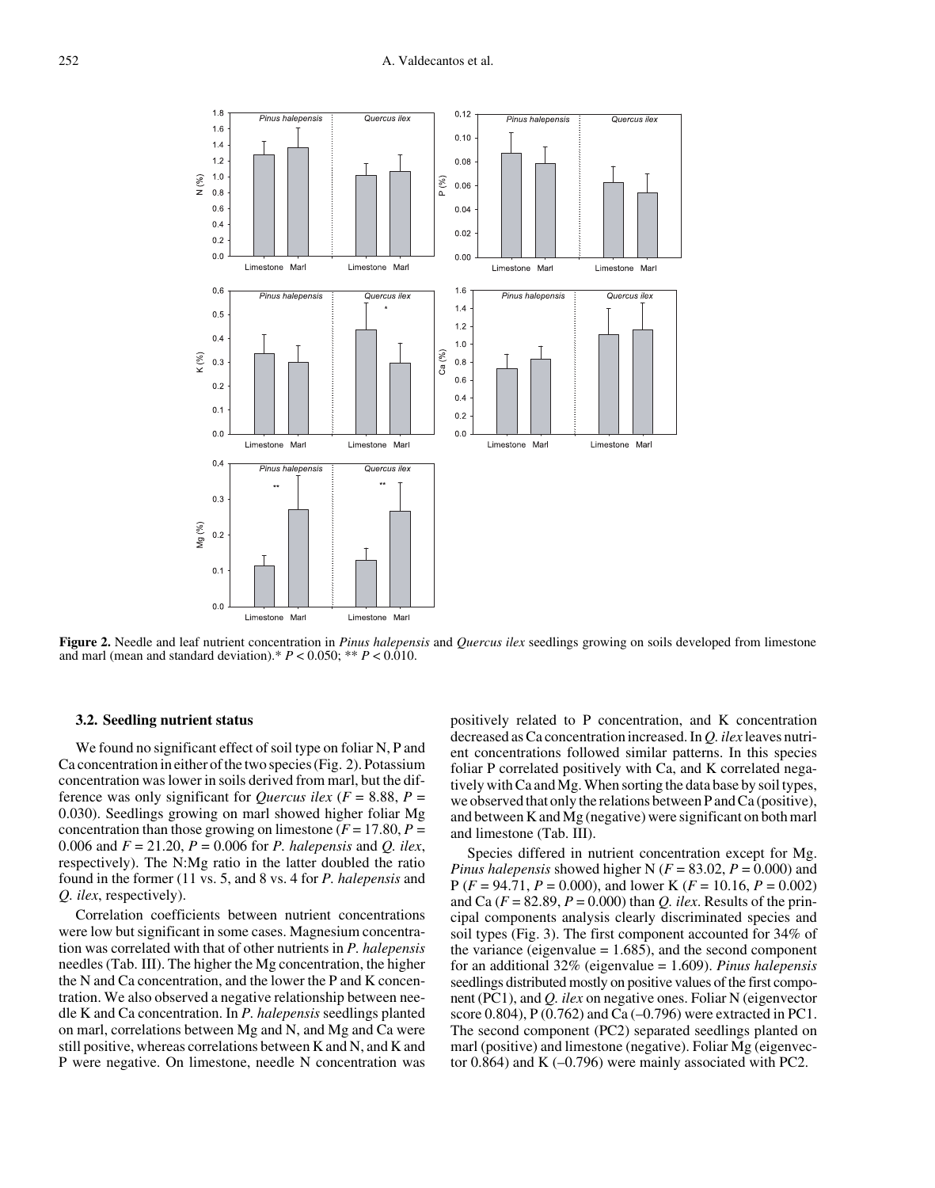**Figure 2.** Needle and leaf nutrient concentration in *Pinus halepensis* and *Quercus ilex* seedlings growing on soils developed from limestone and marl (mean and standard deviation).* $P < 0.050$; ** $P < 0.010$.

### 3.2. Seedling nutrient status

We found no significant effect of soil type on foliar N, P and Ca concentration in either of the two species (Fig. 2). Potassium concentration was lower in soils derived from marl, but the difference was only significant for *Quercus ilex* ($F = 8.88$, $P = 0.030$). Seedlings growing on marl showed higher foliar Mg concentration than those growing on limestone ($F = 17.80$, $P = 0.006$ and $F = 21.20$, $P = 0.006$ for *P. halepensis* and *Q. ilex*, respectively). The N:Mg ratio in the latter doubled the ratio found in the former (11 vs. 5, and 8 vs. 4 for *P. halepensis* and *Q. ilex*, respectively).

Correlation coefficients between nutrient concentrations were low but significant in some cases. Magnesium concentration was correlated with that of other nutrients in *P. halepensis* needles (Tab. III). The higher the Mg concentration, the higher the N and Ca concentration, and the lower the P and K concentration. We also observed a negative relationship between needle K and Ca concentration. In *P. halepensis* seedlings planted on marl, correlations between Mg and N, and Mg and Ca were still positive, whereas correlations between K and N, and K and P were negative. On limestone, needle N concentration was positively related to P concentration, and K concentration decreased as Ca concentration increased. In *Q. ilex* leaves nutrient concentrations followed similar patterns. In this species foliar P correlated positively with Ca, and K correlated negatively with Ca and Mg. When sorting the data base by soil types, we observed that only the relations between P and Ca (positive), and between K and Mg (negative) were significant on both marl and limestone (Tab. III).

Species differed in nutrient concentration except for Mg. *Pinus halepensis* showed higher N ($F = 83.02$, $P = 0.000$) and P ($F = 94.71$, $P = 0.000$), and lower K ($F = 10.16$, $P = 0.002$) and Ca ($F = 82.89$, $P = 0.000$) than *Q. ilex*. Results of the principal components analysis clearly discriminated species and soil types (Fig. 3). The first component accounted for 34% of the variance (eigenvalue = 1.685), and the second component for an additional 32% (eigenvalue = 1.609). *Pinus halepensis* seedlings distributed mostly on positive values of the first component (PC1), and *Q. ilex* on negative ones. Foliar N (eigenvector score 0.804), P (0.762) and Ca (–0.796) were extracted in PC1. The second component (PC2) separated seedlings planted on marl (positive) and limestone (negative). Foliar Mg (eigenvector 0.864) and K (–0.796) were mainly associated with PC2.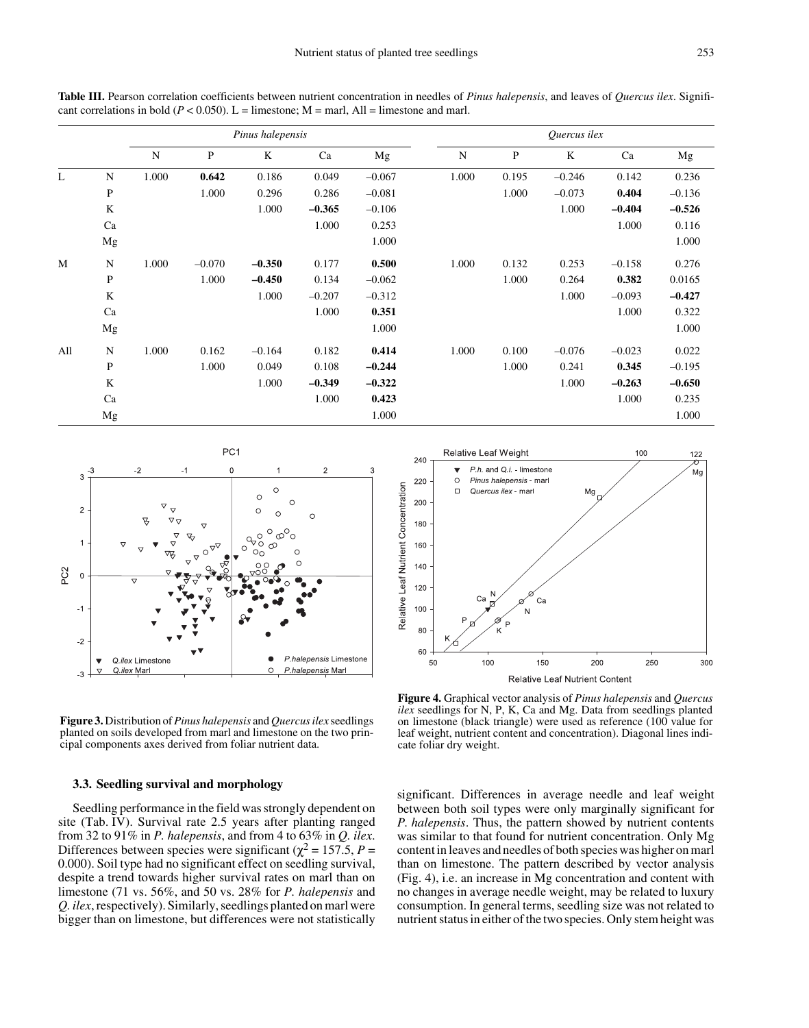**Table III.** Pearson correlation coefficients between nutrient concentration in needles of *Pinus halepensis*, and leaves of *Quercus ilex*. Significant correlations in bold ($P < 0.050$). L = limestone; M = marl, All = limestone and marl.

| | | *Pinus halepensis* | | | | | *Quercus ilex* | | | | |
|---|---|---|---|---|---|---|---|---|---|---|---|
| | | N | P | K | Ca | Mg | N | P | K | Ca | Mg |
| L | N | 1.000 | **0.642** | 0.186 | 0.049 | –0.067 | 1.000 | 0.195 | –0.246 | 0.142 | 0.236 |
| | P | | 1.000 | 0.296 | 0.286 | –0.081 | | 1.000 | –0.073 | **0.404** | –0.136 |
| | K | | | 1.000 | **–0.365** | –0.106 | | | 1.000 | **–0.404** | **–0.526** |
| | Ca | | | | 1.000 | 0.253 | | | | 1.000 | 0.116 |
| | Mg | | | | | 1.000 | | | | | 1.000 |
| M | N | 1.000 | –0.070 | **–0.350** | 0.177 | **0.500** | 1.000 | 0.132 | 0.253 | –0.158 | 0.276 |
| | P | | 1.000 | **–0.450** | 0.134 | –0.062 | | 1.000 | 0.264 | **0.382** | 0.0165 |
| | K | | | 1.000 | –0.207 | –0.312 | | | 1.000 | –0.093 | **–0.427** |
| | Ca | | | | 1.000 | **0.351** | | | | 1.000 | 0.322 |
| | Mg | | | | | 1.000 | | | | | 1.000 |
| All | N | 1.000 | 0.162 | –0.164 | 0.182 | **0.414** | 1.000 | 0.100 | –0.076 | –0.023 | 0.022 |
| | P | | 1.000 | 0.049 | 0.108 | **–0.244** | | 1.000 | 0.241 | **0.345** | –0.195 |
| | K | | | 1.000 | **–0.349** | **–0.322** | | | 1.000 | **–0.263** | **–0.650** |
| | Ca | | | | 1.000 | **0.423** | | | | 1.000 | 0.235 |
| | Mg | | | | | 1.000 | | | | | 1.000 |

**Figure 3.** Distribution of *Pinus halepensis* and *Quercus ilex* seedlings planted on soils developed from marl and limestone on the two principal components axes derived from foliar nutrient data.

**Figure 4.** Graphical vector analysis of *Pinus halepensis* and *Quercus ilex* seedlings for N, P, K, Ca and Mg. Data from seedlings planted on limestone (black triangle) were used as reference (100 value for leaf weight, nutrient content and concentration). Diagonal lines indicate foliar dry weight.

### 3.3. Seedling survival and morphology

Seedling performance in the field was strongly dependent on site (Tab. IV). Survival rate 2.5 years after planting ranged from 32 to 91% in *P. halepensis*, and from 4 to 63% in *Q. ilex*. Differences between species were significant ($\chi^2 = 157.5$, $P = 0.000$). Soil type had no significant effect on seedling survival, despite a trend towards higher survival rates on marl than on limestone (71 vs. 56%, and 50 vs. 28% for *P. halepensis* and *Q. ilex*, respectively). Similarly, seedlings planted on marl were bigger than on limestone, but differences were not statistically significant. Differences in average needle and leaf weight between both soil types were only marginally significant for *P. halepensis*. Thus, the pattern showed by nutrient contents was similar to that found for nutrient concentration. Only Mg content in leaves and needles of both species was higher on marl than on limestone. The pattern described by vector analysis (Fig. 4), i.e. an increase in Mg concentration and content with no changes in average needle weight, may be related to luxury consumption. In general terms, seedling size was not related to nutrient status in either of the two species. Only stem height was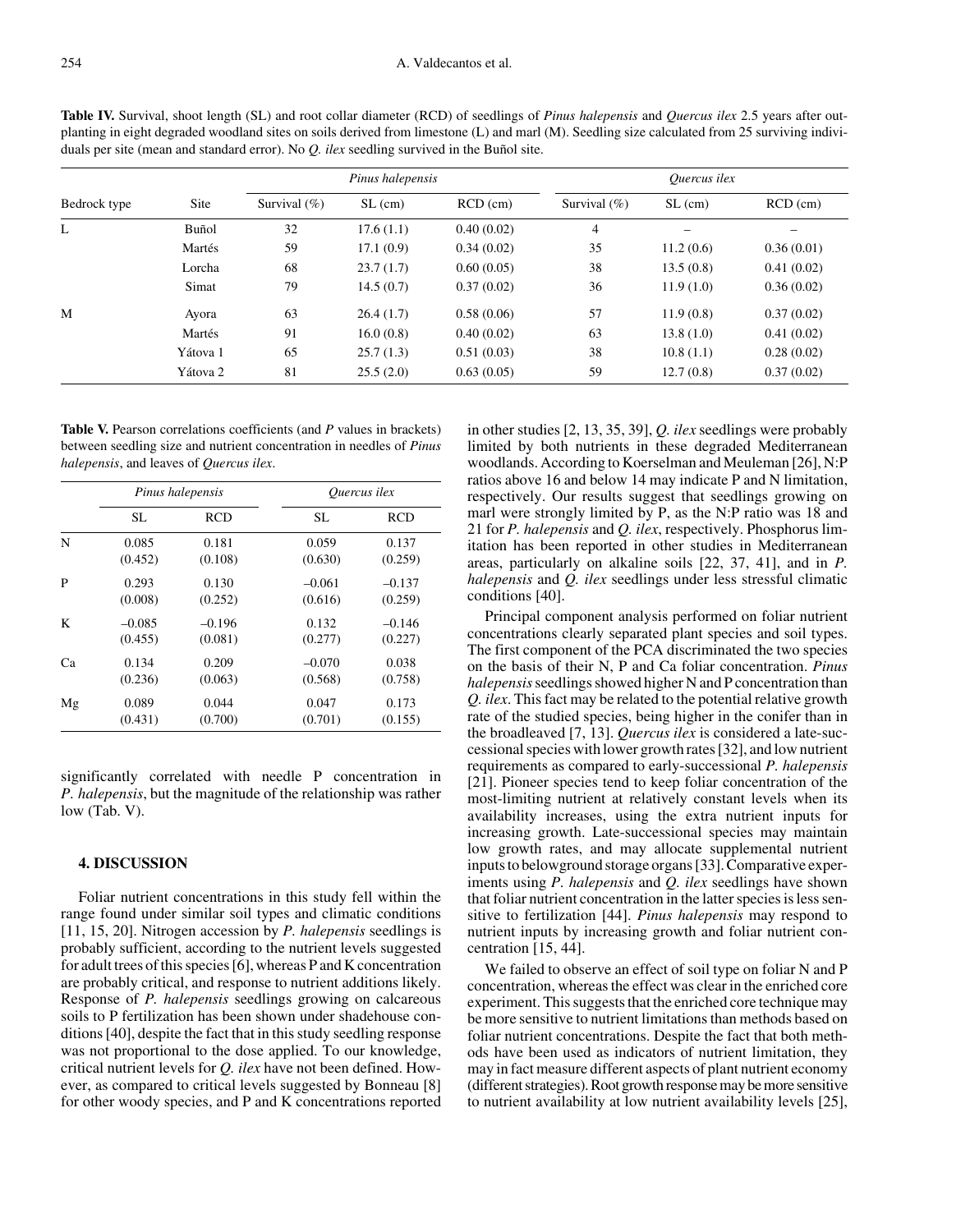**Table IV.** Survival, shoot length (SL) and root collar diameter (RCD) of seedlings of *Pinus halepensis* and *Quercus ilex* 2.5 years after outplanting in eight degraded woodland sites on soils derived from limestone (L) and marl (M). Seedling size calculated from 25 surviving individuals per site (mean and standard error). No *Q. ilex* seedling survived in the Buñol site.

| Bedrock type | Site | *Pinus halepensis* | | | *Quercus ilex* | | |
|---|---|---|---|---|---|---|---|
| | | Survival (%) | SL (cm) | RCD (cm) | Survival (%) | SL (cm) | RCD (cm) |
| L | Buñol | 32 | 17.6 (1.1) | 0.40 (0.02) | 4 | – | – |
| | Martés | 59 | 17.1 (0.9) | 0.34 (0.02) | 35 | 11.2 (0.6) | 0.36 (0.01) |
| | Lorcha | 68 | 23.7 (1.7) | 0.60 (0.05) | 38 | 13.5 (0.8) | 0.41 (0.02) |
| | Simat | 79 | 14.5 (0.7) | 0.37 (0.02) | 36 | 11.9 (1.0) | 0.36 (0.02) |
| M | Ayora | 63 | 26.4 (1.7) | 0.58 (0.06) | 57 | 11.9 (0.8) | 0.37 (0.02) |
| | Martés | 91 | 16.0 (0.8) | 0.40 (0.02) | 63 | 13.8 (1.0) | 0.41 (0.02) |
| | Yátova 1 | 65 | 25.7 (1.3) | 0.51 (0.03) | 38 | 10.8 (1.1) | 0.28 (0.02) |
| | Yátova 2 | 81 | 25.5 (2.0) | 0.63 (0.05) | 59 | 12.7 (0.8) | 0.37 (0.02) |

**Table V.** Pearson correlations coefficients (and *P* values in brackets) between seedling size and nutrient concentration in needles of *Pinus halepensis*, and leaves of *Quercus ilex*.

| | *Pinus halepensis* | | *Quercus ilex* | |
|---|---|---|---|---|
| | SL | RCD | SL | RCD |
| N | 0.085 (0.452) | 0.181 (0.108) | 0.059 (0.630) | 0.137 (0.259) |
| P | 0.293 (0.008) | 0.130 (0.252) | –0.061 (0.616) | –0.137 (0.259) |
| K | –0.085 (0.455) | –0.196 (0.081) | 0.132 (0.277) | –0.146 (0.227) |
| Ca | 0.134 (0.236) | 0.209 (0.063) | –0.070 (0.568) | 0.038 (0.758) |
| Mg | 0.089 (0.431) | 0.044 (0.700) | 0.047 (0.701) | 0.173 (0.155) |

significantly correlated with needle P concentration in *P. halepensis*, but the magnitude of the relationship was rather low (Tab. V).

## 4. DISCUSSION

Foliar nutrient concentrations in this study fell within the range found under similar soil types and climatic conditions [11, 15, 20]. Nitrogen accession by *P. halepensis* seedlings is probably sufficient, according to the nutrient levels suggested for adult trees of this species [6], whereas P and K concentration are probably critical, and response to nutrient additions likely. Response of *P. halepensis* seedlings growing on calcareous soils to P fertilization has been shown under shadehouse conditions [40], despite the fact that in this study seedling response was not proportional to the dose applied. To our knowledge, critical nutrient levels for *Q. ilex* have not been defined. However, as compared to critical levels suggested by Bonneau [8] for other woody species, and P and K concentrations reported in other studies [2, 13, 35, 39], *Q. ilex* seedlings were probably limited by both nutrients in these degraded Mediterranean woodlands. According to Koerselman and Meuleman [26], N:P ratios above 16 and below 14 may indicate P and N limitation, respectively. Our results suggest that seedlings growing on marl were strongly limited by P, as the N:P ratio was 18 and 21 for *P. halepensis* and *Q. ilex*, respectively. Phosphorus limitation has been reported in other studies in Mediterranean areas, particularly on alkaline soils [22, 37, 41], and in *P. halepensis* and *Q. ilex* seedlings under less stressful climatic conditions [40].

Principal component analysis performed on foliar nutrient concentrations clearly separated plant species and soil types. The first component of the PCA discriminated the two species on the basis of their N, P and Ca foliar concentration. *Pinus halepensis* seedlings showed higher N and P concentration than *Q. ilex*. This fact may be related to the potential relative growth rate of the studied species, being higher in the conifer than in the broadleaved [7, 13]. *Quercus ilex* is considered a late-successional species with lower growth rates [32], and low nutrient requirements as compared to early-successional *P. halepensis* [21]. Pioneer species tend to keep foliar concentration of the most-limiting nutrient at relatively constant levels when its availability increases, using the extra nutrient inputs for increasing growth. Late-successional species may maintain low growth rates, and may allocate supplemental nutrient inputs to belowground storage organs [33]. Comparative experiments using *P. halepensis* and *Q. ilex* seedlings have shown that foliar nutrient concentration in the latter species is less sensitive to fertilization [44]. *Pinus halepensis* may respond to nutrient inputs by increasing growth and foliar nutrient concentration [15, 44].

We failed to observe an effect of soil type on foliar N and P concentration, whereas the effect was clear in the enriched core experiment. This suggests that the enriched core technique may be more sensitive to nutrient limitations than methods based on foliar nutrient concentrations. Despite the fact that both methods have been used as indicators of nutrient limitation, they may in fact measure different aspects of plant nutrient economy (different strategies). Root growth response may be more sensitive to nutrient availability at low nutrient availability levels [25],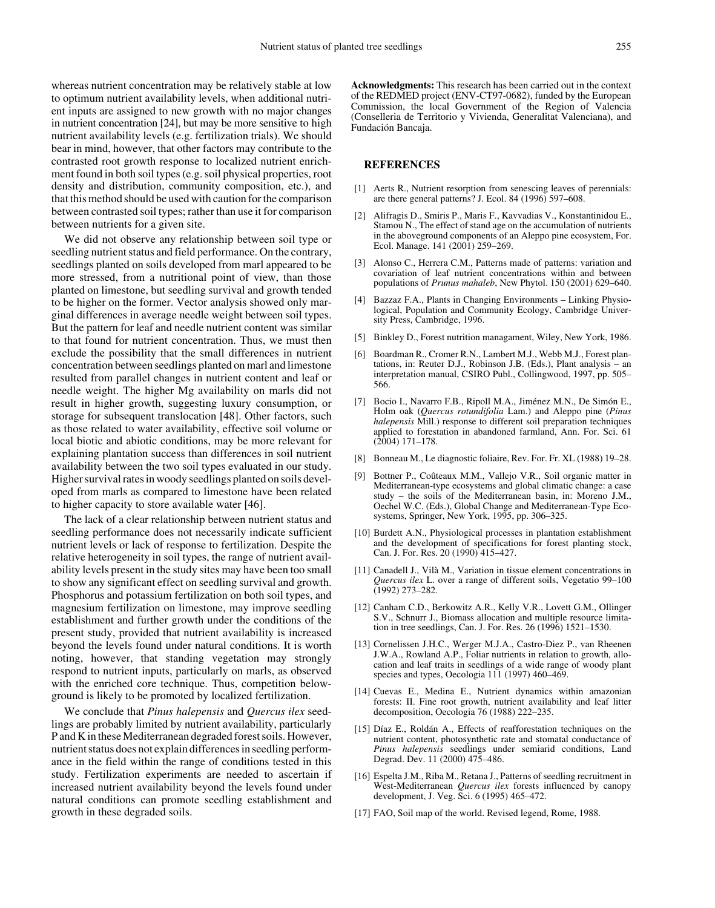whereas nutrient concentration may be relatively stable at low to optimum nutrient availability levels, when additional nutrient inputs are assigned to new growth with no major changes in nutrient concentration [24], but may be more sensitive to high nutrient availability levels (e.g. fertilization trials). We should bear in mind, however, that other factors may contribute to the contrasted root growth response to localized nutrient enrichment found in both soil types (e.g. soil physical properties, root density and distribution, community composition, etc.), and that this method should be used with caution for the comparison between contrasted soil types; rather than use it for comparison between nutrients for a given site.

We did not observe any relationship between soil type or seedling nutrient status and field performance. On the contrary, seedlings planted on soils developed from marl appeared to be more stressed, from a nutritional point of view, than those planted on limestone, but seedling survival and growth tended to be higher on the former. Vector analysis showed only marginal differences in average needle weight between soil types. But the pattern for leaf and needle nutrient content was similar to that found for nutrient concentration. Thus, we must then exclude the possibility that the small differences in nutrient concentration between seedlings planted on marl and limestone resulted from parallel changes in nutrient content and leaf or needle weight. The higher Mg availability on marls did not result in higher growth, suggesting luxury consumption, or storage for subsequent translocation [48]. Other factors, such as those related to water availability, effective soil volume or local biotic and abiotic conditions, may be more relevant for explaining plantation success than differences in soil nutrient availability between the two soil types evaluated in our study. Higher survival rates in woody seedlings planted on soils developed from marls as compared to limestone have been related to higher capacity to store available water [46].

The lack of a clear relationship between nutrient status and seedling performance does not necessarily indicate sufficient nutrient levels or lack of response to fertilization. Despite the relative heterogeneity in soil types, the range of nutrient availability levels present in the study sites may have been too small to show any significant effect on seedling survival and growth. Phosphorus and potassium fertilization on both soil types, and magnesium fertilization on limestone, may improve seedling establishment and further growth under the conditions of the present study, provided that nutrient availability is increased beyond the levels found under natural conditions. It is worth noting, however, that standing vegetation may strongly respond to nutrient inputs, particularly on marls, as observed with the enriched core technique. Thus, competition belowground is likely to be promoted by localized fertilization.

We conclude that *Pinus halepensis* and *Quercus ilex* seedlings are probably limited by nutrient availability, particularly P and K in these Mediterranean degraded forest soils. However, nutrient status does not explain differences in seedling performance in the field within the range of conditions tested in this study. Fertilization experiments are needed to ascertain if increased nutrient availability beyond the levels found under natural conditions can promote seedling establishment and growth in these degraded soils.

**Acknowledgments:** This research has been carried out in the context of the REDMED project (ENV-CT97-0682), funded by the European Commission, the local Government of the Region of Valencia (Conselleria de Territorio y Vivienda, Generalitat Valenciana), and Fundación Bancaja.

## REFERENCES

[1] Aerts R., Nutrient resorption from senescing leaves of perennials: are there general patterns? J. Ecol. 84 (1996) 597–608.

[2] Alifragis D., Smiris P., Maris F., Kavvadias V., Konstantinidou E., Stamou N., The effect of stand age on the accumulation of nutrients in the aboveground components of an Aleppo pine ecosystem, For. Ecol. Manage. 141 (2001) 259–269.

[3] Alonso C., Herrera C.M., Patterns made of patterns: variation and covariation of leaf nutrient concentrations within and between populations of *Prunus mahaleb*, New Phytol. 150 (2001) 629–640.

[4] Bazzaz F.A., Plants in Changing Environments – Linking Physiological, Population and Community Ecology, Cambridge University Press, Cambridge, 1996.

[5] Binkley D., Forest nutrition managament, Wiley, New York, 1986.

[6] Boardman R., Cromer R.N., Lambert M.J., Webb M.J., Forest plantations, in: Reuter D.J., Robinson J.B. (Eds.), Plant analysis – an interpretation manual, CSIRO Publ., Collingwood, 1997, pp. 505–566.

[7] Bocio I., Navarro F.B., Ripoll M.A., Jiménez M.N., De Simón E., Holm oak (*Quercus rotundifolia* Lam.) and Aleppo pine (*Pinus halepensis* Mill.) response to different soil preparation techniques applied to forestation in abandoned farmland, Ann. For. Sci. 61 (2004) 171–178.

[8] Bonneau M., Le diagnostic foliaire, Rev. For. Fr. XL (1988) 19–28.

[9] Bottner P., Coûteaux M.M., Vallejo V.R., Soil organic matter in Mediterranean-type ecosystems and global climatic change: a case study – the soils of the Mediterranean basin, in: Moreno J.M., Oechel W.C. (Eds.), Global Change and Mediterranean-Type Ecosystems, Springer, New York, 1995, pp. 306–325.

[10] Burdett A.N., Physiological processes in plantation establishment and the development of specifications for forest planting stock, Can. J. For. Res. 20 (1990) 415–427.

[11] Canadell J., Vilà M., Variation in tissue element concentrations in *Quercus ilex* L. over a range of different soils, Vegetatio 99–100 (1992) 273–282.

[12] Canham C.D., Berkowitz A.R., Kelly V.R., Lovett G.M., Ollinger S.V., Schnurr J., Biomass allocation and multiple resource limitation in tree seedlings, Can. J. For. Res. 26 (1996) 1521–1530.

[13] Cornelissen J.H.C., Werger M.J.A., Castro-Diez P., van Rheenen J.W.A., Rowland A.P., Foliar nutrients in relation to growth, allocation and leaf traits in seedlings of a wide range of woody plant species and types, Oecologia 111 (1997) 460–469.

[14] Cuevas E., Medina E., Nutrient dynamics within amazonian forests: II. Fine root growth, nutrient availability and leaf litter decomposition, Oecologia 76 (1988) 222–235.

[15] Díaz E., Roldán A., Effects of reafforestation techniques on the nutrient content, photosynthetic rate and stomatal conductance of *Pinus halepensis* seedlings under semiarid conditions, Land Degrad. Dev. 11 (2000) 475–486.

[16] Espelta J.M., Riba M., Retana J., Patterns of seedling recruitment in West-Mediterranean *Quercus ilex* forests influenced by canopy development, J. Veg. Sci. 6 (1995) 465–472.

[17] FAO, Soil map of the world. Revised legend, Rome, 1988.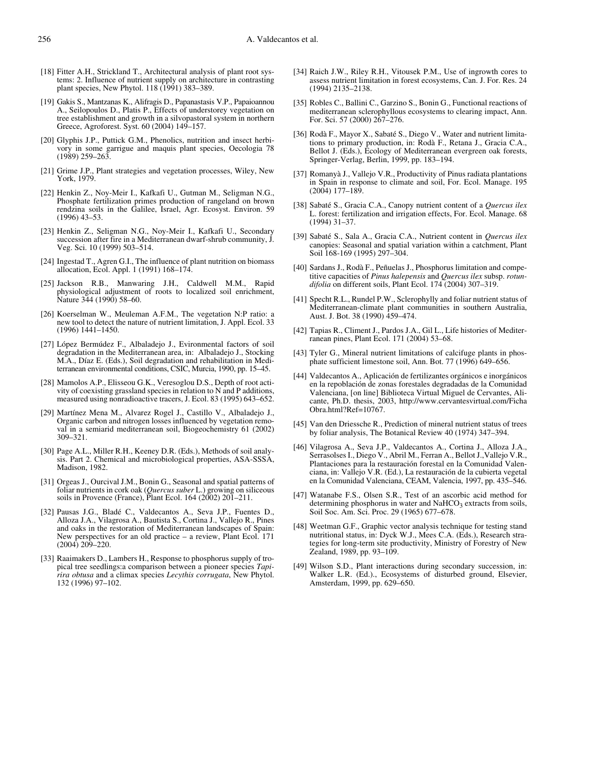[18] Fitter A.H., Strickland T., Architectural analysis of plant root systems: 2. Influence of nutrient supply on architecture in contrasting plant species, New Phytol. 118 (1991) 383–389.

[19] Gakis S., Mantzanas K., Alifragis D., Papanastasis V.P., Papaioannou A., Seilopoulos D., Platis P., Effects of understorey vegetation on tree establishment and growth in a silvopastoral system in northern Greece, Agroforest. Syst. 60 (2004) 149–157.

[20] Glyphis J.P., Puttick G.M., Phenolics, nutrition and insect herbivory in some garrigue and maquis plant species, Oecologia 78 (1989) 259–263.

[21] Grime J.P., Plant strategies and vegetation processes, Wiley, New York, 1979.

[22] Henkin Z., Noy-Meir I., Kafkafi U., Gutman M., Seligman N.G., Phosphate fertilization primes production of rangeland on brown rendzina soils in the Galilee, Israel, Agr. Ecosyst. Environ. 59 (1996) 43–53.

[23] Henkin Z., Seligman N.G., Noy-Meir I., Kafkafi U., Secondary succession after fire in a Mediterranean dwarf-shrub community, J. Veg. Sci. 10 (1999) 503–514.

[24] Ingestad T., Agren G.I., The influence of plant nutrition on biomass allocation, Ecol. Appl. 1 (1991) 168–174.

[25] Jackson R.B., Manwaring J.H., Caldwell M.M., Rapid physiological adjustment of roots to localized soil enrichment, Nature 344 (1990) 58–60.

[26] Koerselman W., Meuleman A.F.M., The vegetation N:P ratio: a new tool to detect the nature of nutrient limitation, J. Appl. Ecol. 33 (1996) 1441–1450.

[27] López Bermúdez F., Albaladejo J., Evironmental factors of soil degradation in the Mediterranean area, in: Albaladejo J., Stocking M.A., Díaz E. (Eds.), Soil degradation and rehabilitation in Mediterranean environmental conditions, CSIC, Murcia, 1990, pp. 15–45.

[28] Mamolos A.P., Elisseou G.K., Veresoglou D.S., Depth of root activity of coexisting grassland species in relation to N and P additions, measured using nonradioactive tracers, J. Ecol. 83 (1995) 643–652.

[29] Martínez Mena M., Alvarez Rogel J., Castillo V., Albaladejo J., Organic carbon and nitrogen losses influenced by vegetation removal in a semiarid mediterranean soil, Biogeochemistry 61 (2002) 309–321.

[30] Page A.L., Miller R.H., Keeney D.R. (Eds.), Methods of soil analysis. Part 2. Chemical and microbiological properties, ASA-SSSA, Madison, 1982.

[31] Orgeas J., Ourcival J.M., Bonin G., Seasonal and spatial patterns of foliar nutrients in cork oak (*Quercus suber* L.) growing on siliceous soils in Provence (France), Plant Ecol. 164 (2002) 201–211.

[32] Pausas J.G., Bladé C., Valdecantos A., Seva J.P., Fuentes D., Alloza J.A., Vilagrosa A., Bautista S., Cortina J., Vallejo R., Pines and oaks in the restoration of Mediterranean landscapes of Spain: New perspectives for an old practice – a review, Plant Ecol. 171 (2004) 209–220.

[33] Raaimakers D., Lambers H., Response to phosphorus supply of tropical tree seedlings:a comparison between a pioneer species *Tapirira obtusa* and a climax species *Lecythis corrugata*, New Phytol. 132 (1996) 97–102.

[34] Raich J.W., Riley R.H., Vitousek P.M., Use of ingrowth cores to assess nutrient limitation in forest ecosystems, Can. J. For. Res. 24 (1994) 2135–2138.

[35] Robles C., Ballini C., Garzino S., Bonin G., Functional reactions of mediterranean sclerophyllous ecosystems to clearing impact, Ann. For. Sci. 57 (2000) 267–276.

[36] Rodà F., Mayor X., Sabaté S., Diego V., Water and nutrient limitations to primary production, in: Rodà F., Retana J., Gracia C.A., Bellot J. (Eds.), Ecology of Mediterranean evergreen oak forests, Springer-Verlag, Berlin, 1999, pp. 183–194.

[37] Romanyà J., Vallejo V.R., Productivity of Pinus radiata plantations in Spain in response to climate and soil, For. Ecol. Manage. 195 (2004) 177–189.

[38] Sabaté S., Gracia C.A., Canopy nutrient content of a *Quercus ilex* L. forest: fertilization and irrigation effects, For. Ecol. Manage. 68 (1994) 31–37.

[39] Sabaté S., Sala A., Gracia C.A., Nutrient content in *Quercus ilex* canopies: Seasonal and spatial variation within a catchment, Plant Soil 168-169 (1995) 297–304.

[40] Sardans J., Rodà F., Peñuelas J., Phosphorus limitation and competitive capacities of *Pinus halepensis* and *Quercus ilex* subsp. *rotundifolia* on different soils, Plant Ecol. 174 (2004) 307–319.

[41] Specht R.L., Rundel P.W., Sclerophylly and foliar nutrient status of Mediterranean-climate plant communities in southern Australia, Aust. J. Bot. 38 (1990) 459–474.

[42] Tapias R., Climent J., Pardos J.A., Gil L., Life histories of Mediterranean pines, Plant Ecol. 171 (2004) 53–68.

[43] Tyler G., Mineral nutrient limitations of calcifuge plants in phosphate sufficient limestone soil, Ann. Bot. 77 (1996) 649–656.

[44] Valdecantos A., Aplicación de fertilizantes orgánicos e inorgánicos en la repoblación de zonas forestales degradadas de la Comunidad Valenciana, [on line] Biblioteca Virtual Miguel de Cervantes, Alicante, Ph.D. thesis, 2003, http://www.cervantesvirtual.com/FichaObra.html?Ref=10767.

[45] Van den Driessche R., Prediction of mineral nutrient status of trees by foliar analysis, The Botanical Review 40 (1974) 347–394.

[46] Vilagrosa A., Seva J.P., Valdecantos A., Cortina J., Alloza J.A., Serrasolses I., Diego V., Abril M., Ferran A., Bellot J.,Vallejo V.R., Plantaciones para la restauración forestal en la Comunidad Valenciana, in: Vallejo V.R. (Ed.), La restauración de la cubierta vegetal en la Comunidad Valenciana, CEAM, Valencia, 1997, pp. 435–546.

[47] Watanabe F.S., Olsen S.R., Test of an ascorbic acid method for determining phosphorus in water and $NaHCO_3$ extracts from soils, Soil Soc. Am. Sci. Proc. 29 (1965) 677–678.

[48] Weetman G.F., Graphic vector analysis technique for testing stand nutritional status, in: Dyck W.J., Mees C.A. (Eds.), Research strategies for long-term site productivity, Ministry of Forestry of New Zealand, 1989, pp. 93–109.

[49] Wilson S.D., Plant interactions during secondary succession, in: Walker L.R. (Ed.)., Ecosystems of disturbed ground, Elsevier, Amsterdam, 1999, pp. 629–650.